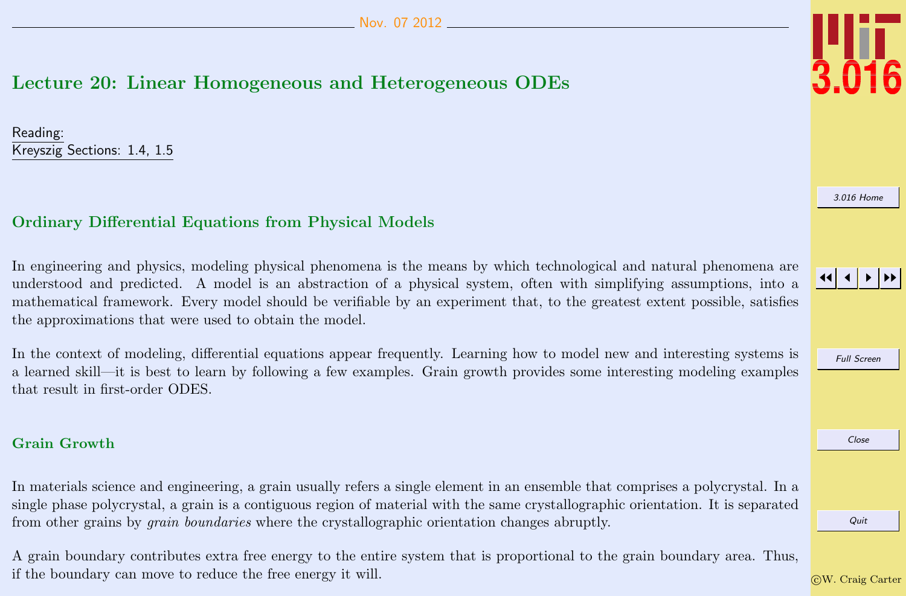# Lecture 20: Linear Homogeneous and Heterogeneous ODEs

Reading:
Kreyszig Sections: 1.4, 1.5

## Ordinary Differential Equations from Physical Models

In engineering and physics, modeling physical phenomena is the means by which technological and natural phenomena are understood and predicted. A model is an abstraction of a physical system, often with simplifying assumptions, into a mathematical framework. Every model should be verifiable by an experiment that, to the greatest extent possible, satisfies the approximations that were used to obtain the model.

In the context of modeling, differential equations appear frequently. Learning how to model new and interesting systems is a learned skill—it is best to learn by following a few examples. Grain growth provides some interesting modeling examples that result in first-order ODES.

## Grain Growth

In materials science and engineering, a grain usually refers a single element in an ensemble that comprises a polycrystal. In a single phase polycrystal, a grain is a contiguous region of material with the same crystallographic orientation. It is separated from other grains by *grain boundaries* where the crystallographic orientation changes abruptly.

A grain boundary contributes extra free energy to the entire system that is proportional to the grain boundary area. Thus, if the boundary can move to reduce the free energy it will.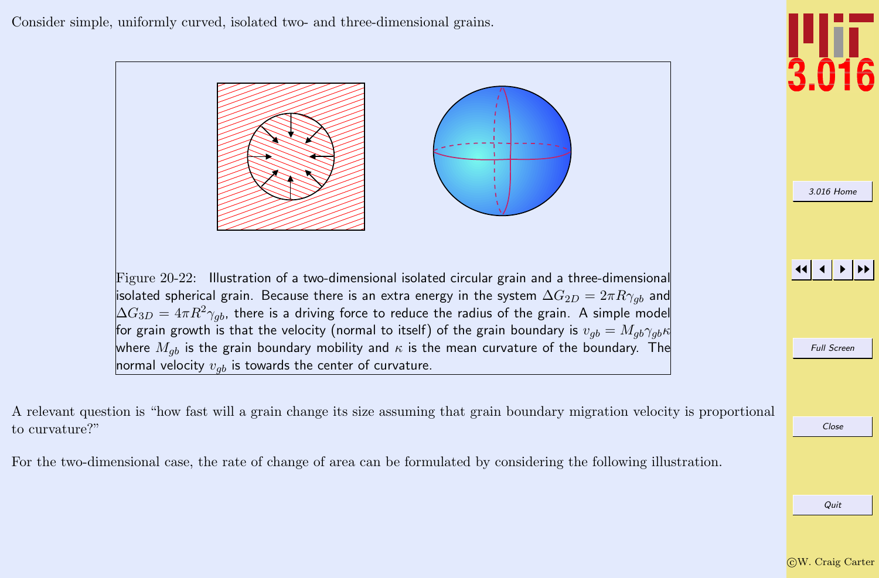Consider simple, uniformly curved, isolated two- and three-dimensional grains.

Figure 20-22: Illustration of a two-dimensional isolated circular grain and a three-dimensional isolated spherical grain. Because there is an extra energy in the system $\Delta G_{2D} = 2\pi R\gamma_{gb}$ and $\Delta G_{3D} = 4\pi R^2\gamma_{gb}$, there is a driving force to reduce the radius of the grain. A simple model for grain growth is that the velocity (normal to itself) of the grain boundary is $v_{gb} = M_{gb}\gamma_{gb}\kappa$ where $M_{gb}$ is the grain boundary mobility and $\kappa$ is the mean curvature of the boundary. The normal velocity $v_{gb}$ is towards the center of curvature.

A relevant question is "how fast will a grain change its size assuming that grain boundary migration velocity is proportional to curvature?"

For the two-dimensional case, the rate of change of area can be formulated by considering the following illustration.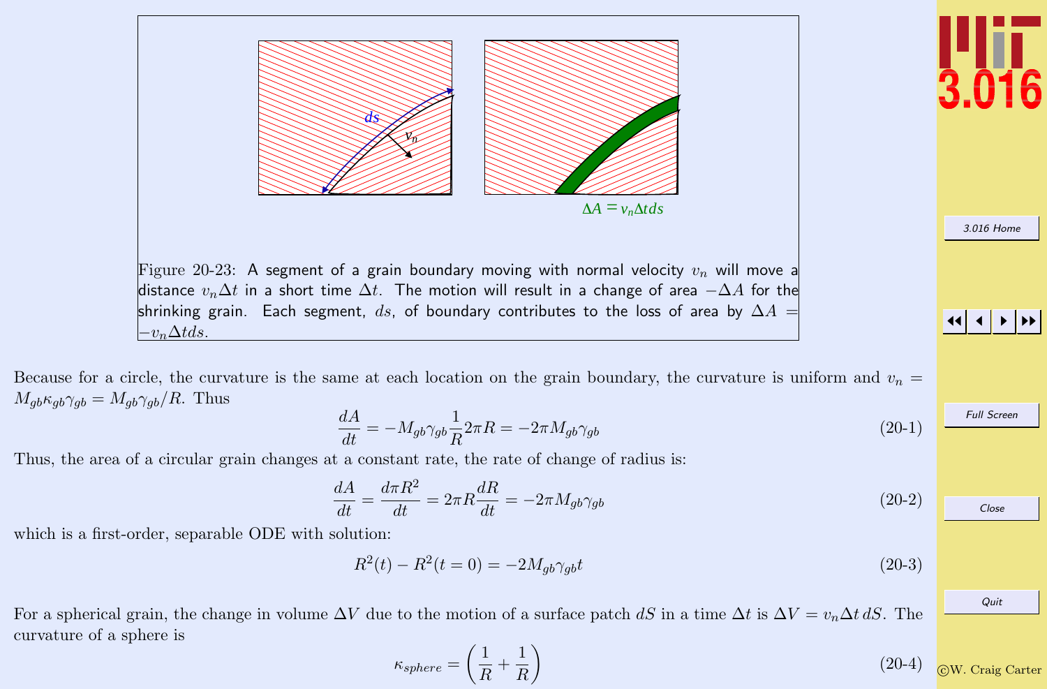Figure 20-23: A segment of a grain boundary moving with normal velocity $v_n$ will move a distance $v_n \Delta t$ in a short time $\Delta t$. The motion will result in a change of area $-\Delta A$ for the shrinking grain. Each segment, $ds$, of boundary contributes to the loss of area by $\Delta A = -v_n \Delta t ds$.

Because for a circle, the curvature is the same at each location on the grain boundary, the curvature is uniform and $v_n = M_{gb} \kappa_{gb} \gamma_{gb} = M_{gb} \gamma_{gb} / R$. Thus

$$\frac{dA}{dt} = -M_{gb} \gamma_{gb} \frac{1}{R} 2\pi R = -2\pi M_{gb} \gamma_{gb} \tag{20-1}$$

Thus, the area of a circular grain changes at a constant rate, the rate of change of radius is:

$$\frac{dA}{dt} = \frac{d\pi R^2}{dt} = 2\pi R \frac{dR}{dt} = -2\pi M_{gb} \gamma_{gb} \tag{20-2}$$

which is a first-order, separable ODE with solution:

$$R^2(t) - R^2(t=0) = -2 M_{gb} \gamma_{gb} t \tag{20-3}$$

For a spherical grain, the change in volume $\Delta V$ due to the motion of a surface patch $dS$ in a time $\Delta t$ is $\Delta V = v_n \Delta t \, dS$. The curvature of a sphere is

$$\kappa_{sphere} = \left( \frac{1}{R} + \frac{1}{R} \right) \tag{20-4}$$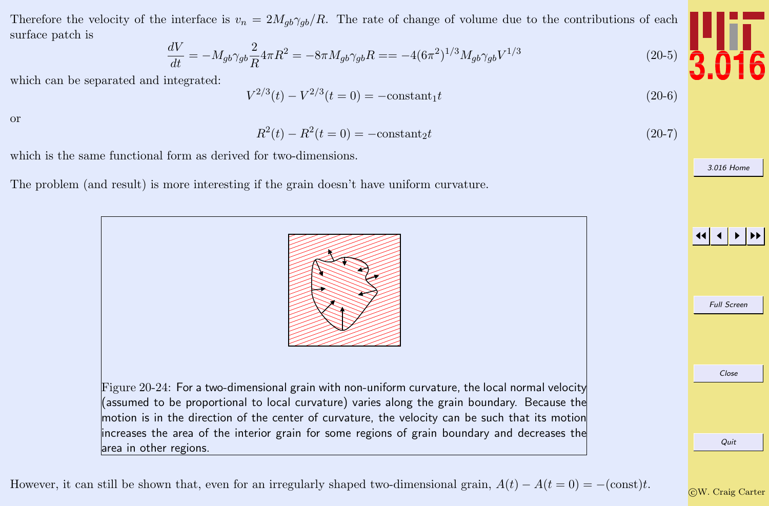Therefore the velocity of the interface is $v_n = 2M_{gb}\gamma_{gb}/R$. The rate of change of volume due to the contributions of each surface patch is

$$\frac{dV}{dt} = -M_{gb}\gamma_{gb}\frac{2}{R}4\pi R^2 = -8\pi M_{gb}\gamma_{gb}R == -4(6\pi^2)^{1/3}M_{gb}\gamma_{gb}V^{1/3} \tag{20-5}$$

which can be separated and integrated:

$$V^{2/3}(t) - V^{2/3}(t=0) = -\text{constant}_1 t \tag{20-6}$$

or

$$R^2(t) - R^2(t=0) = -\text{constant}_2 t \tag{20-7}$$

which is the same functional form as derived for two-dimensions.

The problem (and result) is more interesting if the grain doesn't have uniform curvature.

Figure 20-24: For a two-dimensional grain with non-uniform curvature, the local normal velocity (assumed to be proportional to local curvature) varies along the grain boundary. Because the motion is in the direction of the center of curvature, the velocity can be such that its motion increases the area of the interior grain for some regions of grain boundary and decreases the area in other regions.

However, it can still be shown that, even for an irregularly shaped two-dimensional grain, $A(t) - A(t=0) = -(\text{const})t$.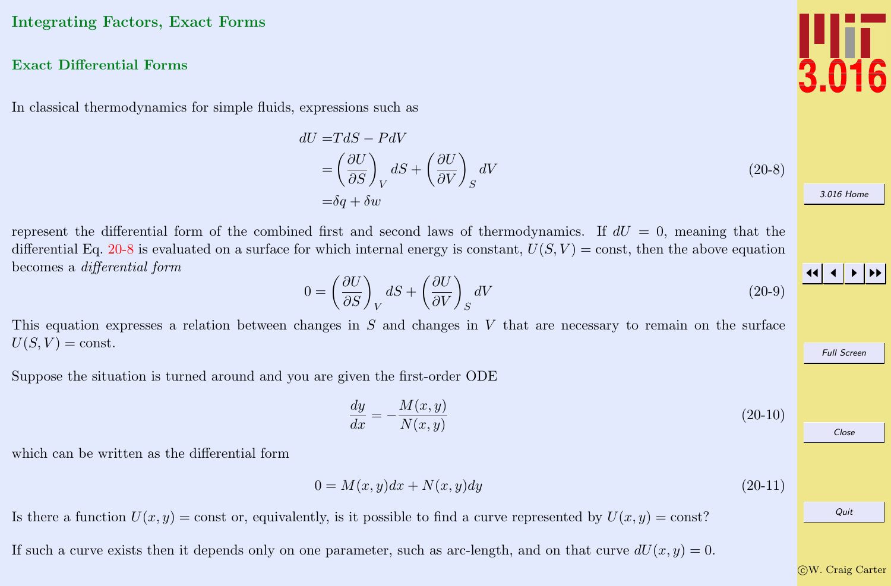## Integrating Factors, Exact Forms

### Exact Differential Forms

In classical thermodynamics for simple fluids, expressions such as

$$
\begin{aligned}
dU &= TdS - PdV \\
&= \left(\frac{\partial U}{\partial S}\right)_V dS + \left(\frac{\partial U}{\partial V}\right)_S dV \\
&= \delta q + \delta w
\end{aligned}
\tag{20-8}
$$

represent the differential form of the combined first and second laws of thermodynamics. If $dU = 0$, meaning that the differential Eq. 20-8 is evaluated on a surface for which internal energy is constant, $U(S, V) = \text{const}$, then the above equation becomes a *differential form*

$$
0 = \left(\frac{\partial U}{\partial S}\right)_V dS + \left(\frac{\partial U}{\partial V}\right)_S dV \tag{20-9}
$$

This equation expresses a relation between changes in $S$ and changes in $V$ that are necessary to remain on the surface $U(S, V) = \text{const}$.

Suppose the situation is turned around and you are given the first-order ODE

$$
\frac{dy}{dx} = -\frac{M(x, y)}{N(x, y)} \tag{20-10}
$$

which can be written as the differential form

$$
0 = M(x, y)dx + N(x, y)dy \tag{20-11}
$$

Is there a function $U(x, y) = \text{const}$ or, equivalently, is it possible to find a curve represented by $U(x, y) = \text{const}$?

If such a curve exists then it depends only on one parameter, such as arc-length, and on that curve $dU(x, y) = 0$.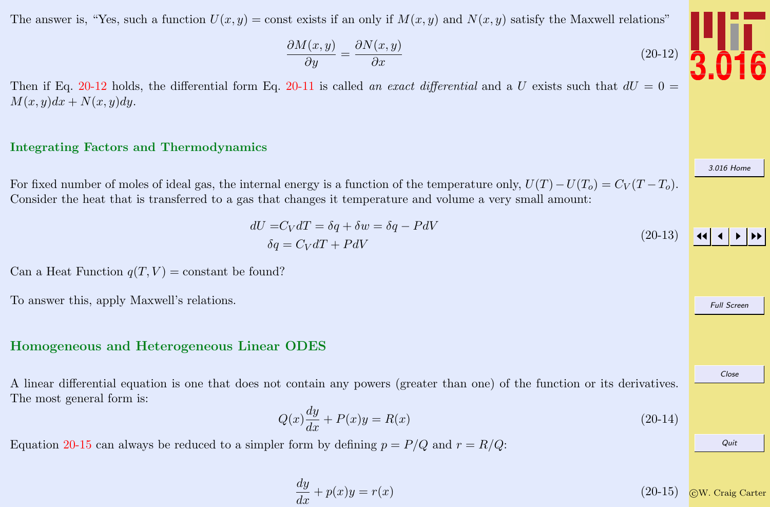The answer is, "Yes, such a function $U(x, y) = \text{const}$ exists if an only if $M(x, y)$ and $N(x, y)$ satisfy the Maxwell relations"

$$\frac{\partial M(x,y)}{\partial y} = \frac{\partial N(x,y)}{\partial x} \tag{20-12}$$

Then if Eq. 20-12 holds, the differential form Eq. 20-11 is called *an exact differential* and a $U$ exists such that $dU = 0 = M(x, y)dx + N(x, y)dy$.

## Integrating Factors and Thermodynamics

For fixed number of moles of ideal gas, the internal energy is a function of the temperature only, $U(T) - U(T_o) = C_V(T - T_o)$. Consider the heat that is transferred to a gas that changes it temperature and volume a very small amount:

$$\begin{aligned} dU =& C_V dT = \delta q + \delta w = \delta q - PdV \\ \delta q =& C_V dT + PdV \end{aligned} \tag{20-13}$$

Can a Heat Function $q(T, V) = \text{constant}$ be found?

To answer this, apply Maxwell's relations.

## Homogeneous and Heterogeneous Linear ODES

A linear differential equation is one that does not contain any powers (greater than one) of the function or its derivatives. The most general form is:

$$Q(x)\frac{dy}{dx} + P(x)y = R(x) \tag{20-14}$$

Equation 20-15 can always be reduced to a simpler form by defining $p = P/Q$ and $r = R/Q$:

$$\frac{dy}{dx} + p(x)y = r(x) \tag{20-15}$$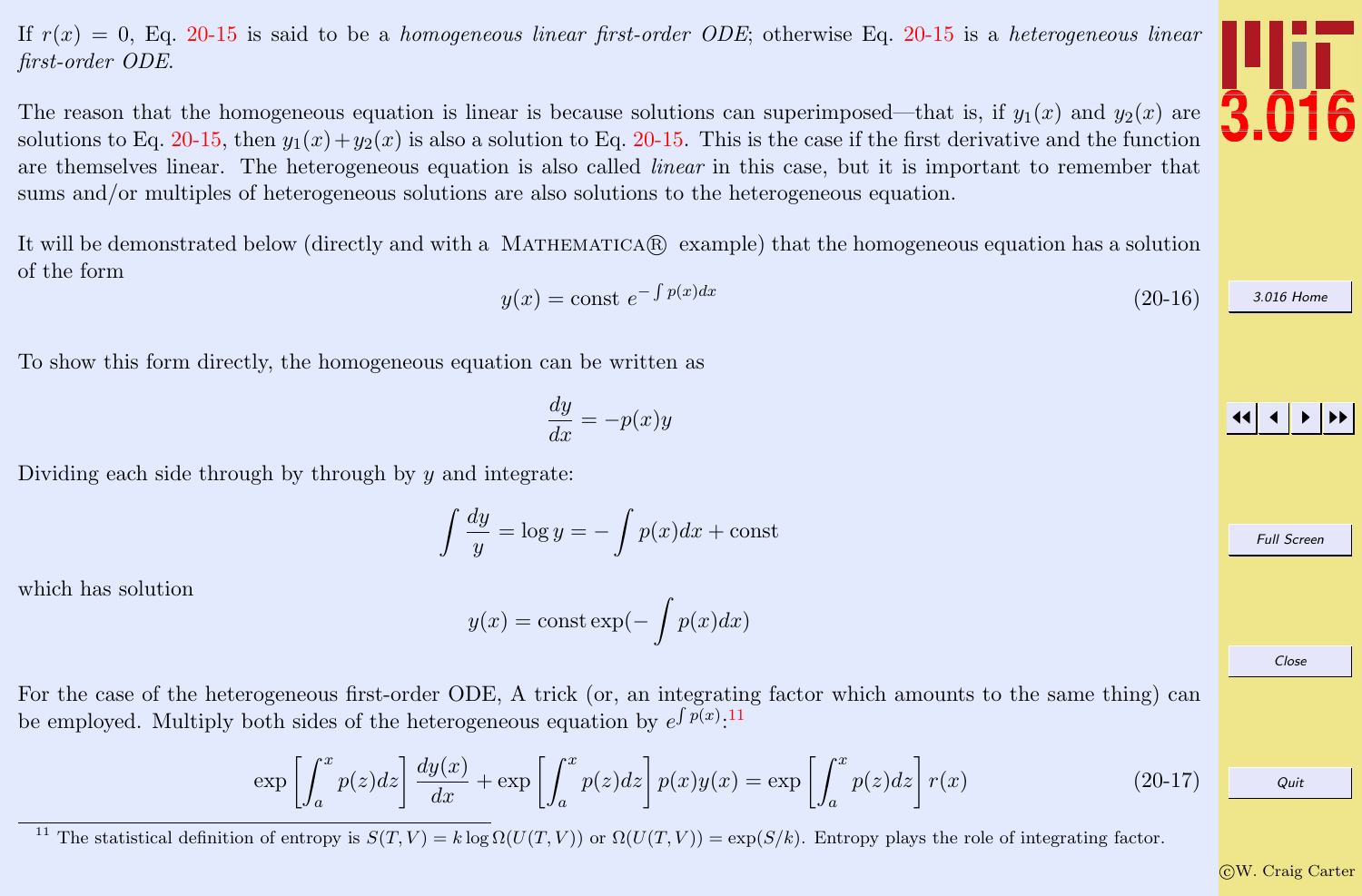If $r(x) = 0$, Eq. 20-15 is said to be a *homogeneous linear first-order ODE*; otherwise Eq. 20-15 is a *heterogeneous linear first-order ODE*.

The reason that the homogeneous equation is linear is because solutions can superimposed—that is, if $y_1(x)$ and $y_2(x)$ are solutions to Eq. 20-15, then $y_1(x) + y_2(x)$ is also a solution to Eq. 20-15. This is the case if the first derivative and the function are themselves linear. The heterogeneous equation is also called *linear* in this case, but it is important to remember that sums and/or multiples of heterogeneous solutions are also solutions to the heterogeneous equation.

It will be demonstrated below (directly and with a MATHEMATICA® example) that the homogeneous equation has a solution of the form

$$y(x) = \text{const } e^{-\int p(x)dx} \tag{20-16}$$

To show this form directly, the homogeneous equation can be written as

$$\frac{dy}{dx} = -p(x)y$$

Dividing each side through by through by $y$ and integrate:

$$\int \frac{dy}{y} = \log y = -\int p(x)dx + \text{const}$$

which has solution

$$y(x) = \text{const} \exp(-\int p(x)dx)$$

For the case of the heterogeneous first-order ODE, A trick (or, an integrating factor which amounts to the same thing) can be employed. Multiply both sides of the heterogeneous equation by $e^{\int p(x)}$:[11]

$$\exp\left[\int_a^x p(z)dz\right] \frac{dy(x)}{dx} + \exp\left[\int_a^x p(z)dz\right] p(x)y(x) = \exp\left[\int_a^x p(z)dz\right] r(x) \tag{20-17}$$

[11] The statistical definition of entropy is $S(T,V) = k \log \Omega(U(T,V))$ or $\Omega(U(T,V)) = \exp(S/k)$. Entropy plays the role of integrating factor.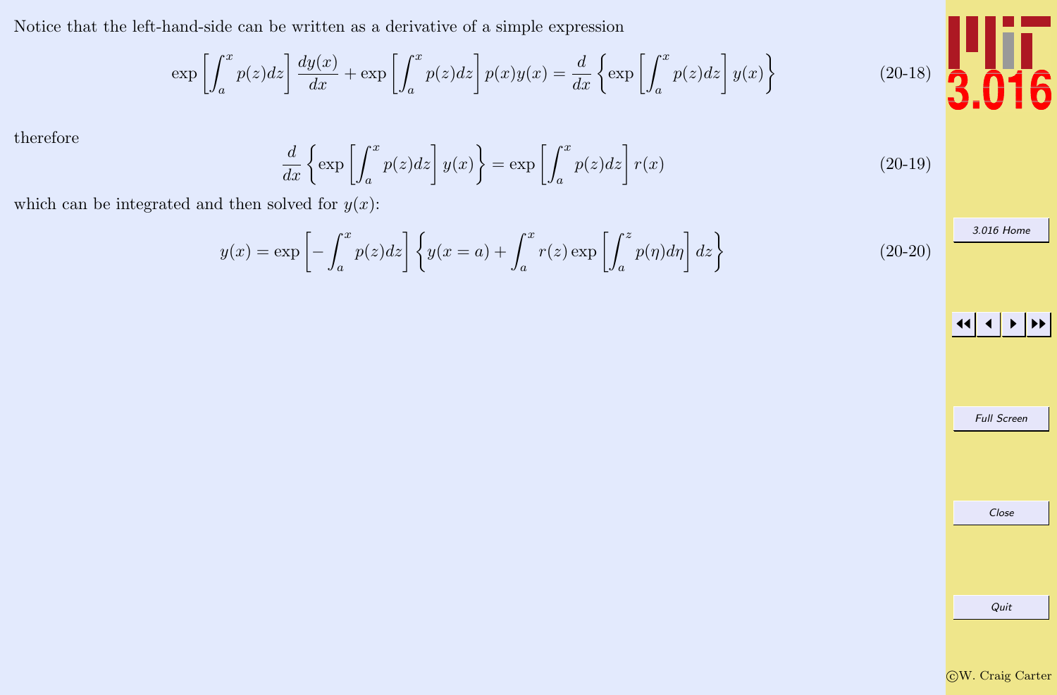Notice that the left-hand-side can be written as a derivative of a simple expression

$$\exp\left[\int_a^x p(z)dz\right]\frac{dy(x)}{dx} + \exp\left[\int_a^x p(z)dz\right]p(x)y(x) = \frac{d}{dx}\left\{\exp\left[\int_a^x p(z)dz\right]y(x)\right\} \tag{20-18}$$

therefore

$$\frac{d}{dx}\left\{\exp\left[\int_a^x p(z)dz\right]y(x)\right\} = \exp\left[\int_a^x p(z)dz\right]r(x) \tag{20-19}$$

which can be integrated and then solved for $y(x)$:

$$y(x) = \exp\left[-\int_a^x p(z)dz\right]\left\{y(x=a) + \int_a^x r(z)\exp\left[\int_a^z p(\eta)d\eta\right]dz\right\} \tag{20-20}$$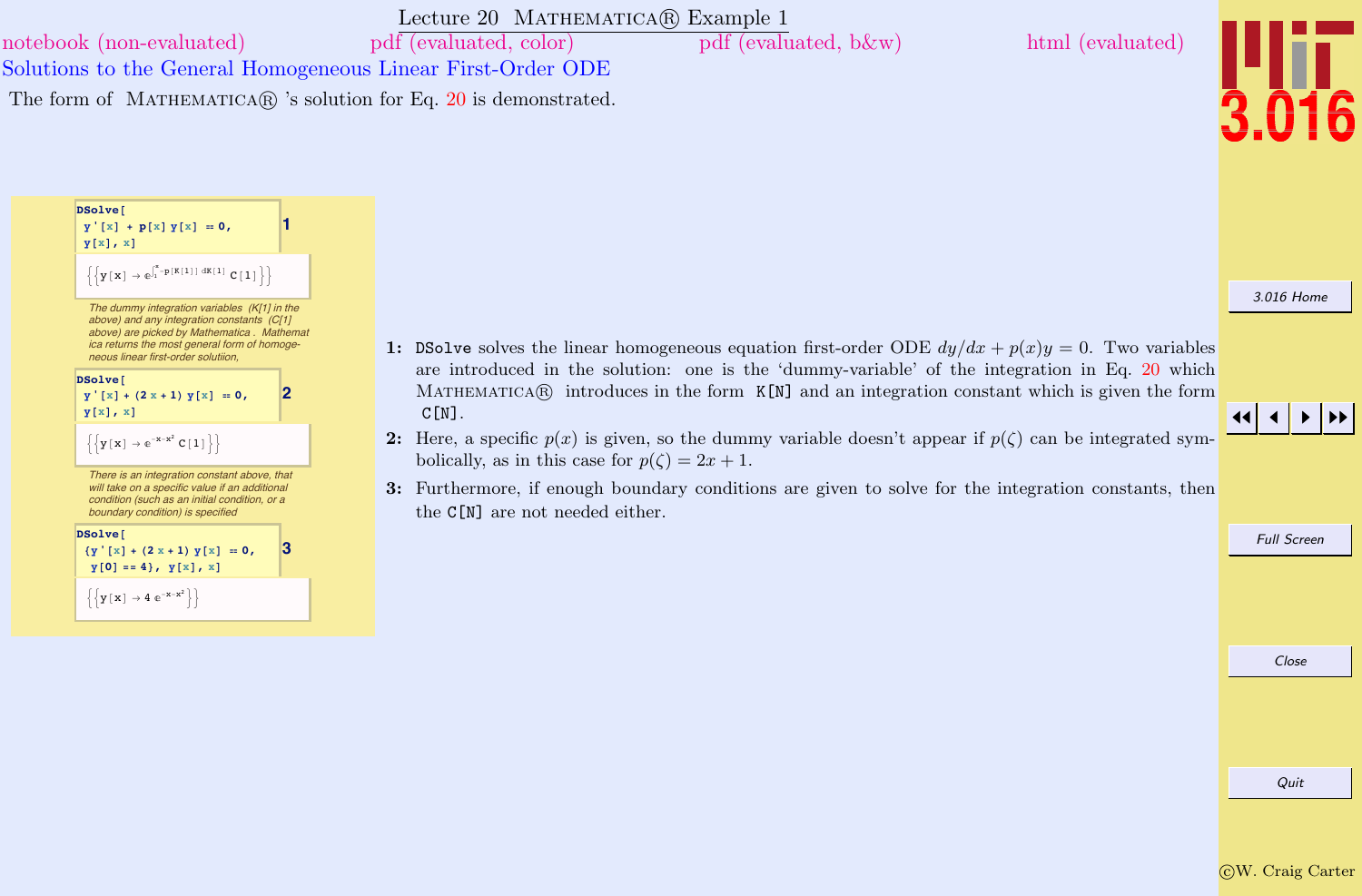# Lecture 20 Mathematica® Example 1

notebook (non-evaluated) pdf (evaluated, color) pdf (evaluated, b&w) html (evaluated)

## Solutions to the General Homogeneous Linear First-Order ODE

The form of Mathematica® 's solution for Eq. 20 is demonstrated.

```
DSolve[
 y'[x] + p[x] y[x] == 0,
 y[x], x]
```
1

$$\left\{\left\{y[x] \to e^{\int_1^x -p[K[1]]\, dK[1]}\, C[1]\right\}\right\}$$

*The dummy integration variables (K[1] in the above) and any integration constants (C[1] above) are picked by Mathematica . Mathematica returns the most general form of homogeneous linear first-order solutiion,*

```
DSolve[
 y'[x] + (2 x + 1) y[x] == 0,
 y[x], x]
```
2

$$\left\{\left\{y[x] \to e^{-x-x^2}\, C[1]\right\}\right\}$$

*There is an integration constant above, that will take on a specific value if an additional condition (such as an initial condition, or a boundary condition) is specified*

```
DSolve[
 {y'[x] + (2 x + 1) y[x] == 0,
  y[0] == 4}, y[x], x]
```
3

$$\left\{\left\{y[x] \to 4\, e^{-x-x^2}\right\}\right\}$$

**1:** `DSolve` solves the linear homogeneous equation first-order ODE $dy/dx + p(x)y = 0$. Two variables are introduced in the solution: one is the 'dummy-variable' of the integration in Eq. 20 which Mathematica® introduces in the form `K[N]` and an integration constant which is given the form `C[N]`.

**2:** Here, a specific $p(x)$ is given, so the dummy variable doesn't appear if $p(\zeta)$ can be integrated symbolically, as in this case for $p(\zeta) = 2x + 1$.

**3:** Furthermore, if enough boundary conditions are given to solve for the integration constants, then the `C[N]` are not needed either.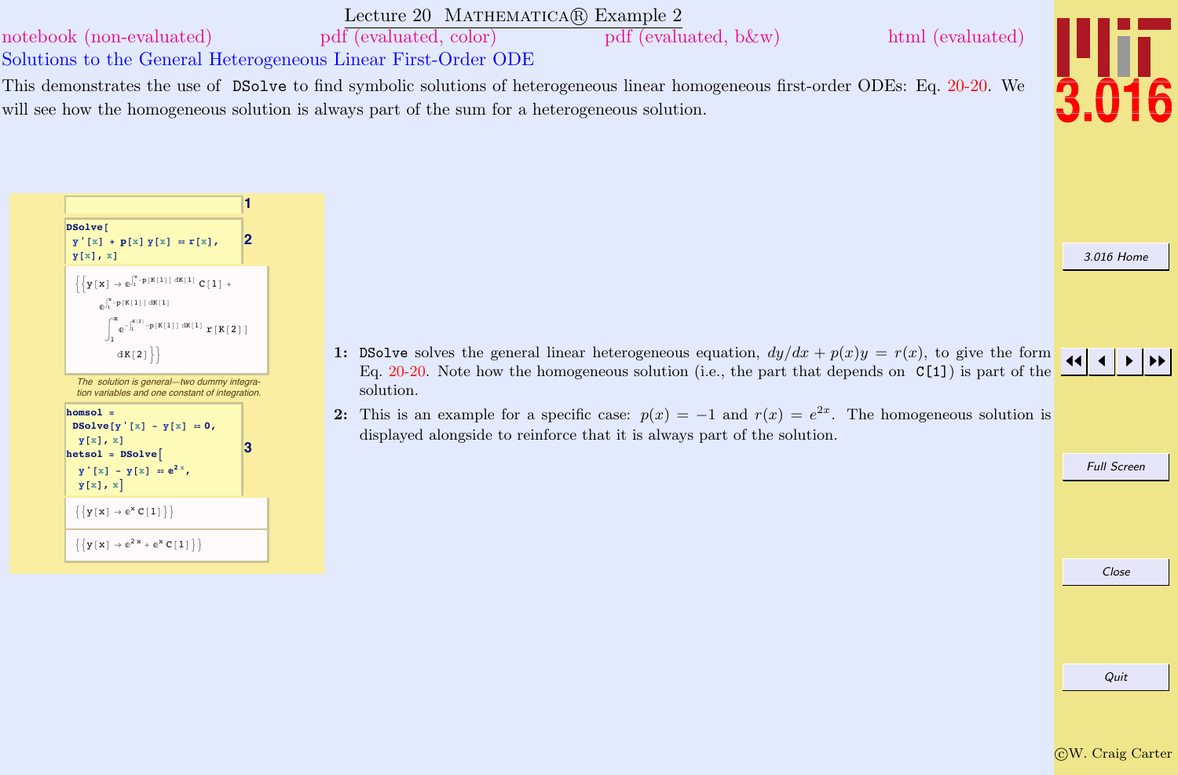# Lecture 20 Mathematica® Example 2

notebook (non-evaluated) pdf (evaluated, color) pdf (evaluated, b&w) html (evaluated)

## Solutions to the General Heterogeneous Linear First-Order ODE

This demonstrates the use of `DSolve` to find symbolic solutions of heterogeneous linear homogeneous first-order ODEs: Eq. 20-20. We will see how the homogeneous solution is always part of the sum for a heterogeneous solution.

```
DSolve[
 y'[x] + p[x] y[x] == r[x],
 y[x], x]
```

$$\left\{\left\{y[x] \to e^{\int_1^x -p[K[1]]\, dK[1]} C[1] + e^{\int_1^x -p[K[1]]\, dK[1]} \int_1^x e^{-\int_1^{K[2]} -p[K[1]]\, dK[1]} r[K[2]]\, dK[2]\right\}\right\}$$

*The solution is general—two dummy integration variables and one constant of integration.*

```
homsol =
 DSolve[y'[x] - y[x] == 0,
  y[x], x]
hetsol = DSolve[
  y'[x] - y[x] == e^(2 x),
  y[x], x]
```

$$\{\{y[x] \to e^x C[1]\}\}$$

$$\{\{y[x] \to e^{2x} + e^x C[1]\}\}$$

**1:** `DSolve` solves the general linear heterogeneous equation, $dy/dx + p(x)y = r(x)$, to give the form Eq. 20-20. Note how the homogeneous solution (i.e., the part that depends on `C[1]`) is part of the solution.

**2:** This is an example for a specific case: $p(x) = -1$ and $r(x) = e^{2x}$. The homogeneous solution is displayed alongside to reinforce that it is always part of the solution.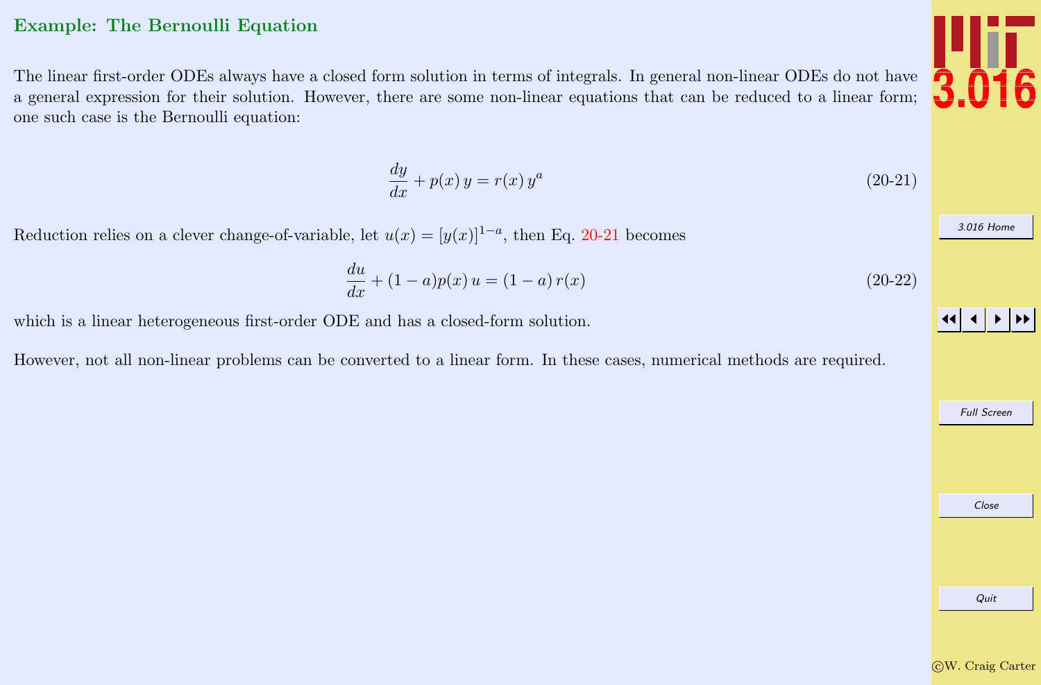## Example: The Bernoulli Equation

The linear first-order ODEs always have a closed form solution in terms of integrals. In general non-linear ODEs do not have a general expression for their solution. However, there are some non-linear equations that can be reduced to a linear form; one such case is the Bernoulli equation:

$$\frac{dy}{dx} + p(x)\, y = r(x)\, y^a \tag{20-21}$$

Reduction relies on a clever change-of-variable, let $u(x) = [y(x)]^{1-a}$, then Eq. 20-21 becomes

$$\frac{du}{dx} + (1-a)p(x)\, u = (1-a)\, r(x) \tag{20-22}$$

which is a linear heterogeneous first-order ODE and has a closed-form solution.

However, not all non-linear problems can be converted to a linear form. In these cases, numerical methods are required.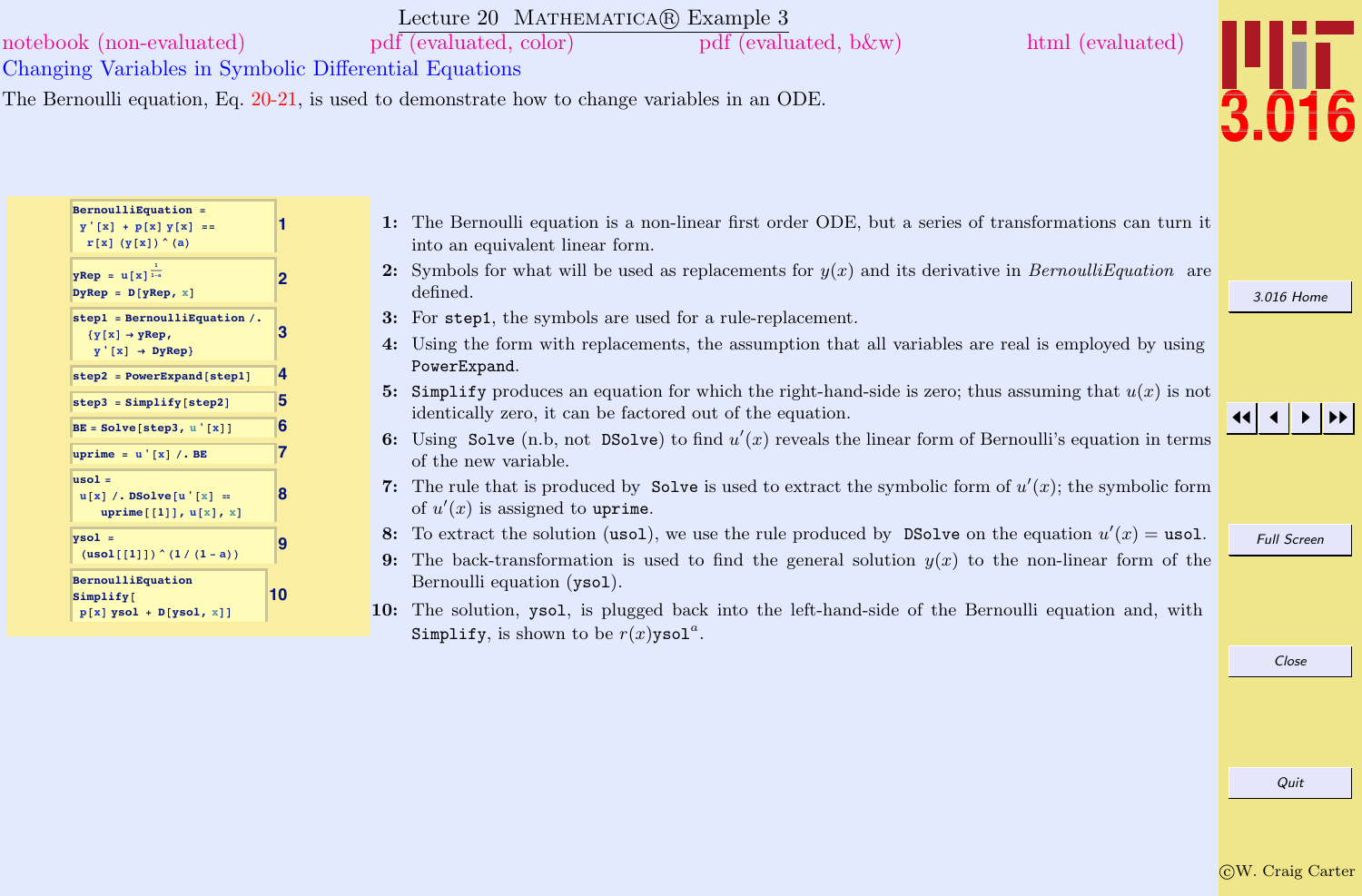# Lecture 20 MATHEMATICA® Example 3

notebook (non-evaluated) pdf (evaluated, color) pdf (evaluated, b&w) html (evaluated)

## Changing Variables in Symbolic Differential Equations

The Bernoulli equation, Eq. 20-21, is used to demonstrate how to change variables in an ODE.

```
BernoulliEquation =
  y'[x] + p[x] y[x] ==
   r[x] (y[x])^(a)                                   1

yRep = u[x]^(1/(1-a))
DyRep = D[yRep, x]                                   2

step1 = BernoulliEquation /.
   {y[x] → yRep,
    y'[x] → DyRep}                                   3

step2 = PowerExpand[step1]                           4

step3 = Simplify[step2]                              5

BE = Solve[step3, u'[x]]                             6

uprime = u'[x] /. BE                                 7

usol =
  u[x] /. DSolve[u'[x] ==
      uprime[[1]], u[x], x]                          8

ysol =
  (usol[[1]])^(1/(1-a))                              9

BernoulliEquation
Simplify[
  p[x] ysol + D[ysol, x]]                            10
```

**1:** The Bernoulli equation is a non-linear first order ODE, but a series of transformations can turn it into an equivalent linear form.

**2:** Symbols for what will be used as replacements for $y(x)$ and its derivative in *BernoulliEquation* are defined.

**3:** For `step1`, the symbols are used for a rule-replacement.

**4:** Using the form with replacements, the assumption that all variables are real is employed by using `PowerExpand`.

**5:** `Simplify` produces an equation for which the right-hand-side is zero; thus assuming that $u(x)$ is not identically zero, it can be factored out of the equation.

**6:** Using `Solve` (n.b, not `DSolve`) to find $u'(x)$ reveals the linear form of Bernoulli's equation in terms of the new variable.

**7:** The rule that is produced by `Solve` is used to extract the symbolic form of $u'(x)$; the symbolic form of $u'(x)$ is assigned to `uprime`.

**8:** To extract the solution (`usol`), we use the rule produced by `DSolve` on the equation $u'(x) =$ `usol`.

**9:** The back-transformation is used to find the general solution $y(x)$ to the non-linear form of the Bernoulli equation (`ysol`).

**10:** The solution, `ysol`, is plugged back into the left-hand-side of the Bernoulli equation and, with `Simplify`, is shown to be $r(x)$`ysol`$^a$.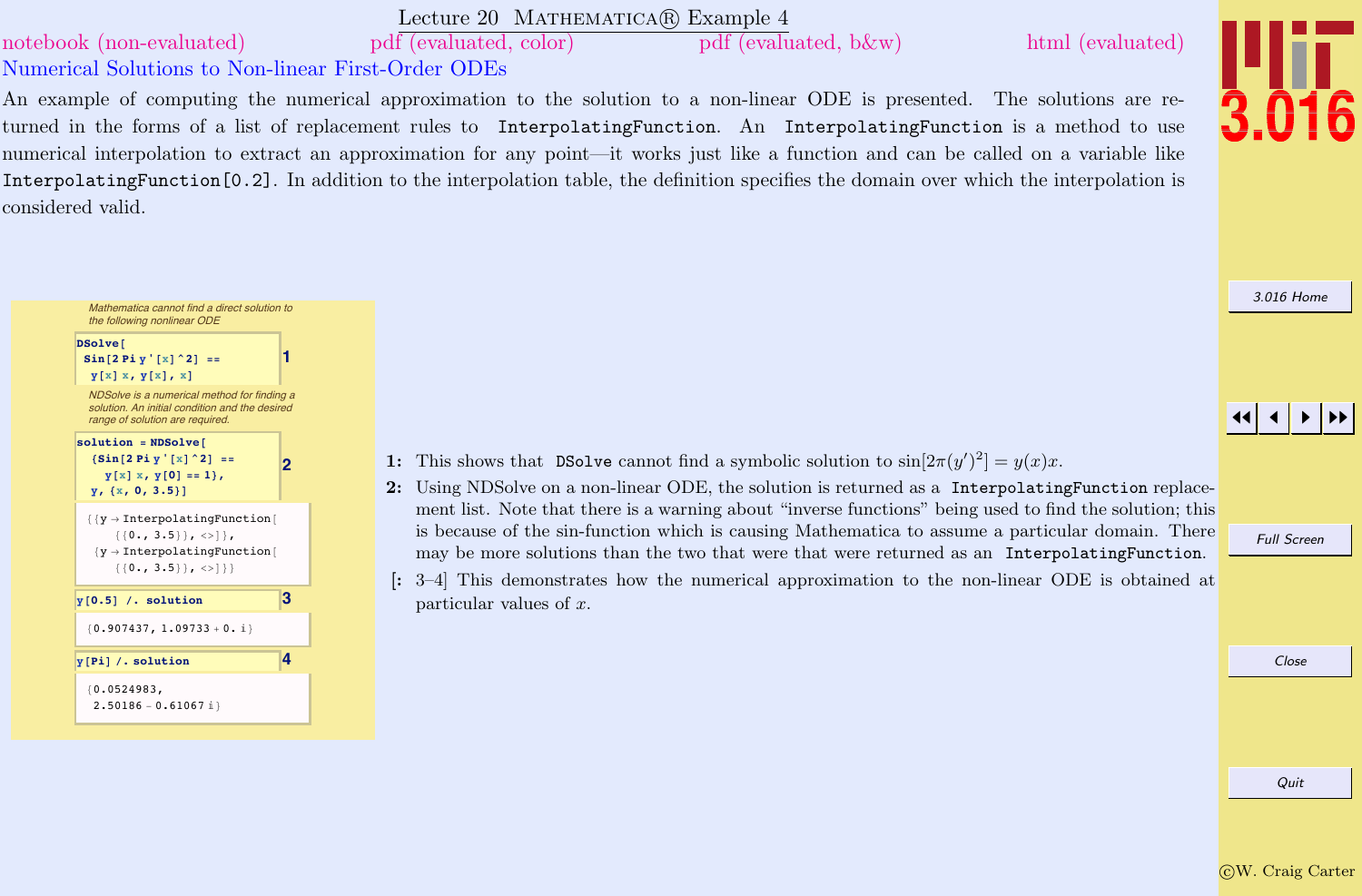# Lecture 20 Mathematica® Example 4

notebook (non-evaluated) pdf (evaluated, color) pdf (evaluated, b&w) html (evaluated)

## Numerical Solutions to Non-linear First-Order ODEs

An example of computing the numerical approximation to the solution to a non-linear ODE is presented. The solutions are returned in the forms of a list of replacement rules to `InterpolatingFunction`. An `InterpolatingFunction` is a method to use numerical interpolation to extract an approximation for any point—it works just like a function and can be called on a variable like `InterpolatingFunction[0.2]`. In addition to the interpolation table, the definition specifies the domain over which the interpolation is considered valid.

*Mathematica cannot find a direct solution to the following nonlinear ODE*

```
DSolve[
 Sin[2 Pi y'[x]^2] ==
  y[x] x, y[x], x]
```
1

*NDSolve is a numerical method for finding a solution. An initial condition and the desired range of solution are required.*

```
solution = NDSolve[
  {Sin[2 Pi y'[x]^2] ==
    y[x] x, y[0] == 1},
  y, {x, 0, 3.5}]
```
2

```
{{y → InterpolatingFunction[
    {{0., 3.5}}, <>]},
 {y → InterpolatingFunction[
    {{0., 3.5}}, <>]}}
```

```
y[0.5] /. solution
```
3

```
{0.907437, 1.09733 + 0. i}
```

```
y[Pi] /. solution
```
4

```
{0.0524983,
 2.50186 - 0.61067 i}
```

**1:** This shows that `DSolve` cannot find a symbolic solution to $\sin[2\pi(y')^2] = y(x)x$.

**2:** Using NDSolve on a non-linear ODE, the solution is returned as a `InterpolatingFunction` replacement list. Note that there is a warning about "inverse functions" being used to find the solution; this is because of the sin-function which is causing Mathematica to assume a particular domain. There may be more solutions than the two that were that were returned as an `InterpolatingFunction`.

**[: 3–4]** This demonstrates how the numerical approximation to the non-linear ODE is obtained at particular values of $x$.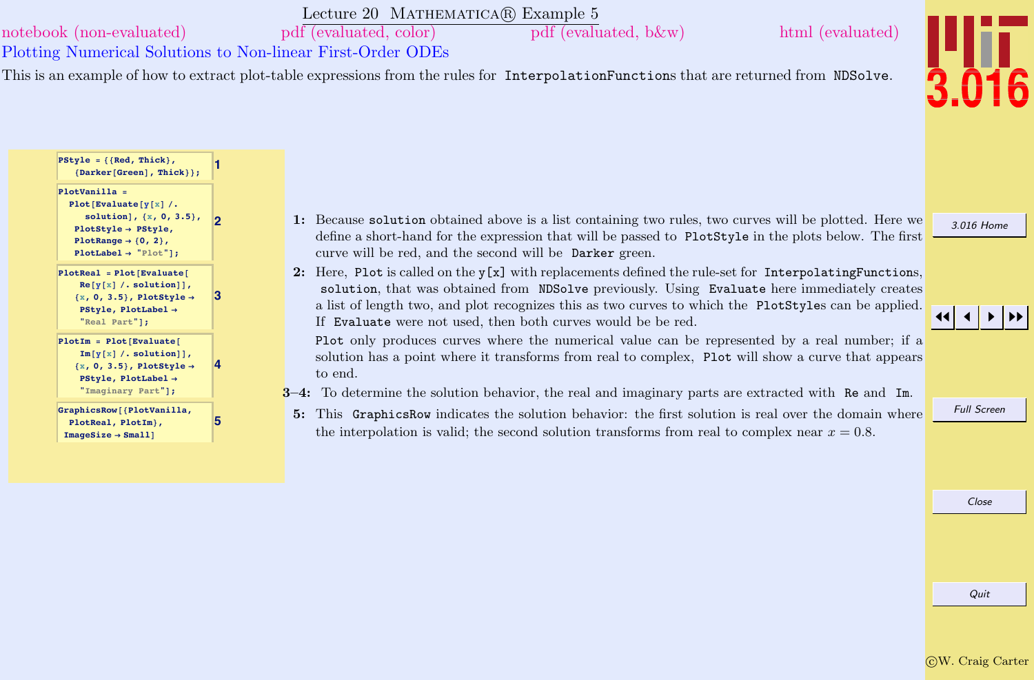# Lecture 20 Mathematica® Example 5

notebook (non-evaluated) pdf (evaluated, color) pdf (evaluated, b&w) html (evaluated)

## Plotting Numerical Solutions to Non-linear First-Order ODEs

This is an example of how to extract plot-table expressions from the rules for `InterpolationFunction`s that are returned from `NDSolve`.

```
PStyle = {{Red, Thick},
   {Darker[Green], Thick}};
```
1

```
PlotVanilla =
  Plot[Evaluate[y[x] /.
     solution], {x, 0, 3.5},
   PlotStyle → PStyle,
   PlotRange → {0, 2},
   PlotLabel → "Plot"];
```
2

```
PlotReal = Plot[Evaluate[
    Re[y[x] /. solution]],
   {x, 0, 3.5}, PlotStyle →
    PStyle, PlotLabel →
    "Real Part"];
```
3

```
PlotIm = Plot[Evaluate[
    Im[y[x] /. solution]],
   {x, 0, 3.5}, PlotStyle →
    PStyle, PlotLabel →
    "Imaginary Part"];
```
4

```
GraphicsRow[{PlotVanilla,
  PlotReal, PlotIm},
 ImageSize → Small]
```
5

**1:** Because `solution` obtained above is a list containing two rules, two curves will be plotted. Here we define a short-hand for the expression that will be passed to `PlotStyle` in the plots below. The first curve will be red, and the second will be `Darker` green.

**2:** Here, `Plot` is called on the `y[x]` with replacements defined the rule-set for `InterpolatingFunction`s, `solution`, that was obtained from `NDSolve` previously. Using `Evaluate` here immediately creates a list of length two, and plot recognizes this as two curves to which the `PlotStyle`s can be applied. If `Evaluate` were not used, then both curves would be be red.

`Plot` only produces curves where the numerical value can be represented by a real number; if a solution has a point where it transforms from real to complex, `Plot` will show a curve that appears to end.

**3–4:** To determine the solution behavior, the real and imaginary parts are extracted with `Re` and `Im`.

**5:** This `GraphicsRow` indicates the solution behavior: the first solution is real over the domain where the interpolation is valid; the second solution transforms from real to complex near $x = 0.8$.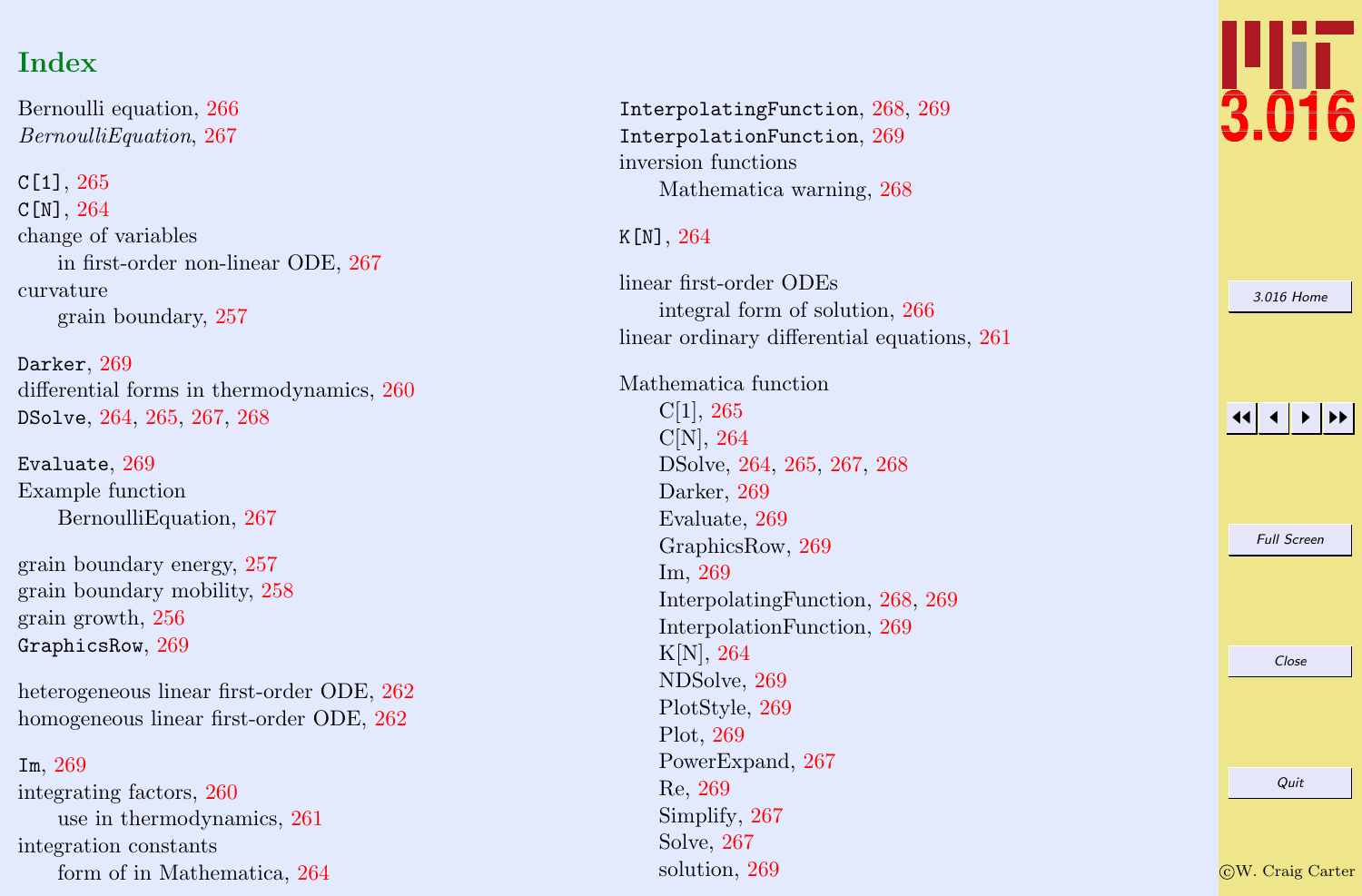# Index

Bernoulli equation, 266
*BernoulliEquation*, 267

`C[1]`, 265
`C[N]`, 264
change of variables
    in first-order non-linear ODE, 267
curvature
    grain boundary, 257

`Darker`, 269
differential forms in thermodynamics, 260
`DSolve`, 264, 265, 267, 268

`Evaluate`, 269
Example function
    BernoulliEquation, 267

grain boundary energy, 257
grain boundary mobility, 258
grain growth, 256
`GraphicsRow`, 269

heterogeneous linear first-order ODE, 262
homogeneous linear first-order ODE, 262

`Im`, 269
integrating factors, 260
    use in thermodynamics, 261
integration constants
    form of in Mathematica, 264

`InterpolatingFunction`, 268, 269
`InterpolationFunction`, 269
inversion functions
    Mathematica warning, 268

`K[N]`, 264

linear first-order ODEs
    integral form of solution, 266
linear ordinary differential equations, 261

Mathematica function
    C[1], 265
    C[N], 264
    DSolve, 264, 265, 267, 268
    Darker, 269
    Evaluate, 269
    GraphicsRow, 269
    Im, 269
    InterpolatingFunction, 268, 269
    InterpolationFunction, 269
    K[N], 264
    NDSolve, 269
    PlotStyle, 269
    Plot, 269
    PowerExpand, 267
    Re, 269
    Simplify, 267
    Solve, 267
    solution, 269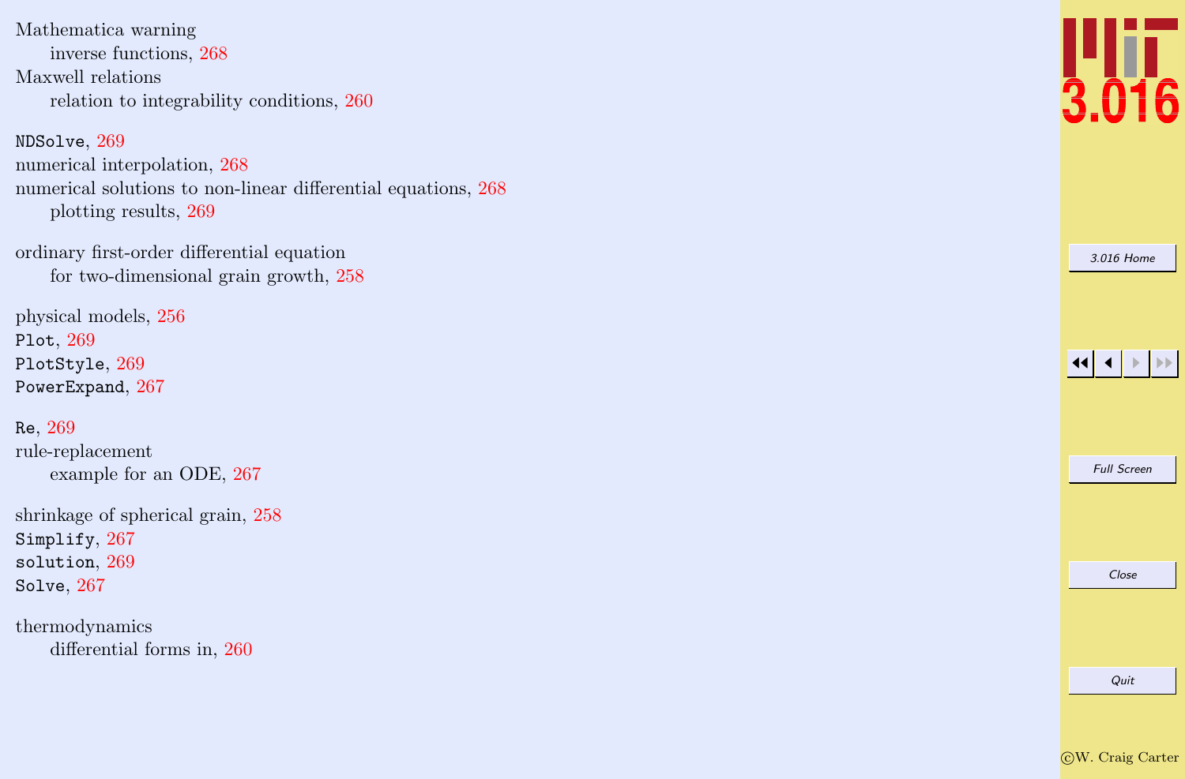Mathematica warning

  inverse functions, 268

Maxwell relations

  relation to integrability conditions, 260

`NDSolve`, 269

numerical interpolation, 268

numerical solutions to non-linear differential equations, 268

  plotting results, 269

ordinary first-order differential equation

  for two-dimensional grain growth, 258

physical models, 256

`Plot`, 269

`PlotStyle`, 269

`PowerExpand`, 267

`Re`, 269

rule-replacement

  example for an ODE, 267

shrinkage of spherical grain, 258

`Simplify`, 267

`solution`, 269

`Solve`, 267

thermodynamics

  differential forms in, 260